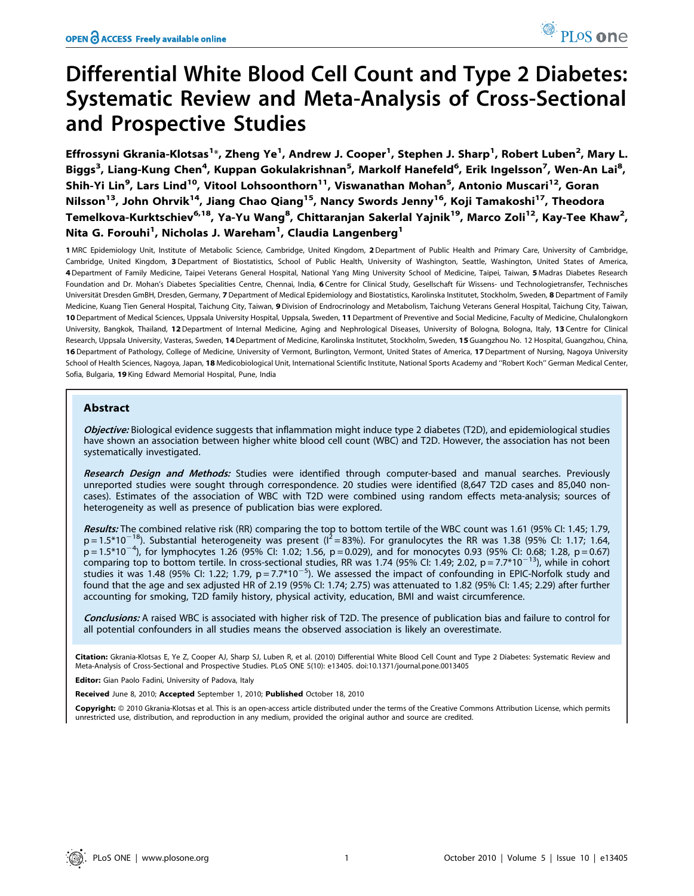# Differential White Blood Cell Count and Type 2 Diabetes: Systematic Review and Meta-Analysis of Cross-Sectional and Prospective Studies

**Effrossyni Gkrania-Klotsas[1]\*, Zheng Ye[1], Andrew J. Cooper[1], Stephen J. Sharp[1], Robert Luben[2], Mary L. Biggs[3], Liang-Kung Chen[4], Kuppan Gokulakrishnan[5], Markolf Hanefeld[6], Erik Ingelsson[7], Wen-An Lai[8], Shih-Yi Lin[9], Lars Lind[10], Vitool Lohsoonthorn[11], Viswanathan Mohan[5], Antonio Muscari[12], Goran Nilsson[13], John Ohrvik[14], Jiang Chao Qiang[15], Nancy Swords Jenny[16], Koji Tamakoshi[17], Theodora Temelkova-Kurktschiev[6,18], Ya-Yu Wang[8], Chittaranjan Sakerlal Yajnik[19], Marco Zoli[12], Kay-Tee Khaw[2], Nita G. Forouhi[1], Nicholas J. Wareham[1], Claudia Langenberg[1]**

1 MRC Epidemiology Unit, Institute of Metabolic Science, Cambridge, United Kingdom, 2 Department of Public Health and Primary Care, University of Cambridge, Cambridge, United Kingdom, 3 Department of Biostatistics, School of Public Health, University of Washington, Seattle, Washington, United States of America, 4 Department of Family Medicine, Taipei Veterans General Hospital, National Yang Ming University School of Medicine, Taipei, Taiwan, 5 Madras Diabetes Research Foundation and Dr. Mohan's Diabetes Specialities Centre, Chennai, India, 6 Centre for Clinical Study, Gesellschaft für Wissens- und Technologietransfer, Technisches Universität Dresden GmbH, Dresden, Germany, 7 Department of Medical Epidemiology and Biostatistics, Karolinska Institutet, Stockholm, Sweden, 8 Department of Family Medicine, Kuang Tien General Hospital, Taichung City, Taiwan, 9 Division of Endrocrinology and Metabolism, Taichung Veterans General Hospital, Taichung City, Taiwan, 10 Department of Medical Sciences, Uppsala University Hospital, Uppsala, Sweden, 11 Department of Preventive and Social Medicine, Faculty of Medicine, Chulalongkorn University, Bangkok, Thailand, 12 Department of Internal Medicine, Aging and Nephrological Diseases, University of Bologna, Bologna, Italy, 13 Centre for Clinical Research, Uppsala University, Vasteras, Sweden, 14 Department of Medicine, Karolinska Institutet, Stockholm, Sweden, 15 Guangzhou No. 12 Hospital, Guangzhou, China, 16 Department of Pathology, College of Medicine, University of Vermont, Burlington, Vermont, United States of America, 17 Department of Nursing, Nagoya University School of Health Sciences, Nagoya, Japan, 18 Medicobiological Unit, International Scientific Institute, National Sports Academy and ''Robert Koch'' German Medical Center, Sofia, Bulgaria, 19 King Edward Memorial Hospital, Pune, India

## Abstract

***Objective:*** Biological evidence suggests that inflammation might induce type 2 diabetes (T2D), and epidemiological studies have shown an association between higher white blood cell count (WBC) and T2D. However, the association has not been systematically investigated.

***Research Design and Methods:*** Studies were identified through computer-based and manual searches. Previously unreported studies were sought through correspondence. 20 studies were identified (8,647 T2D cases and 85,040 non-cases). Estimates of the association of WBC with T2D were combined using random effects meta-analysis; sources of heterogeneity as well as presence of publication bias were explored.

***Results:*** The combined relative risk (RR) comparing the top to bottom tertile of the WBC count was 1.61 (95% CI: 1.45; 1.79, $p = 1.5*10^{-18}$). Substantial heterogeneity was present ($I^2 = 83\%$). For granulocytes the RR was 1.38 (95% CI: 1.17; 1.64, $p = 1.5*10^{-4}$), for lymphocytes 1.26 (95% CI: 1.02; 1.56, $p = 0.029$), and for monocytes 0.93 (95% CI: 0.68; 1.28, $p = 0.67$) comparing top to bottom tertile. In cross-sectional studies, RR was 1.74 (95% CI: 1.49; 2.02, $p = 7.7*10^{-13}$), while in cohort studies it was 1.48 (95% CI: 1.22; 1.79, $p = 7.7*10^{-5}$). We assessed the impact of confounding in EPIC-Norfolk study and found that the age and sex adjusted HR of 2.19 (95% CI: 1.74; 2.75) was attenuated to 1.82 (95% CI: 1.45; 2.29) after further accounting for smoking, T2D family history, physical activity, education, BMI and waist circumference.

***Conclusions:*** A raised WBC is associated with higher risk of T2D. The presence of publication bias and failure to control for all potential confounders in all studies means the observed association is likely an overestimate.

**Citation:** Gkrania-Klotsas E, Ye Z, Cooper AJ, Sharp SJ, Luben R, et al. (2010) Differential White Blood Cell Count and Type 2 Diabetes: Systematic Review and Meta-Analysis of Cross-Sectional and Prospective Studies. PLoS ONE 5(10): e13405. doi:10.1371/journal.pone.0013405

**Editor:** Gian Paolo Fadini, University of Padova, Italy

**Received** June 8, 2010; **Accepted** September 1, 2010; **Published** October 18, 2010

**Copyright:** © 2010 Gkrania-Klotsas et al. This is an open-access article distributed under the terms of the Creative Commons Attribution License, which permits unrestricted use, distribution, and reproduction in any medium, provided the original author and source are credited.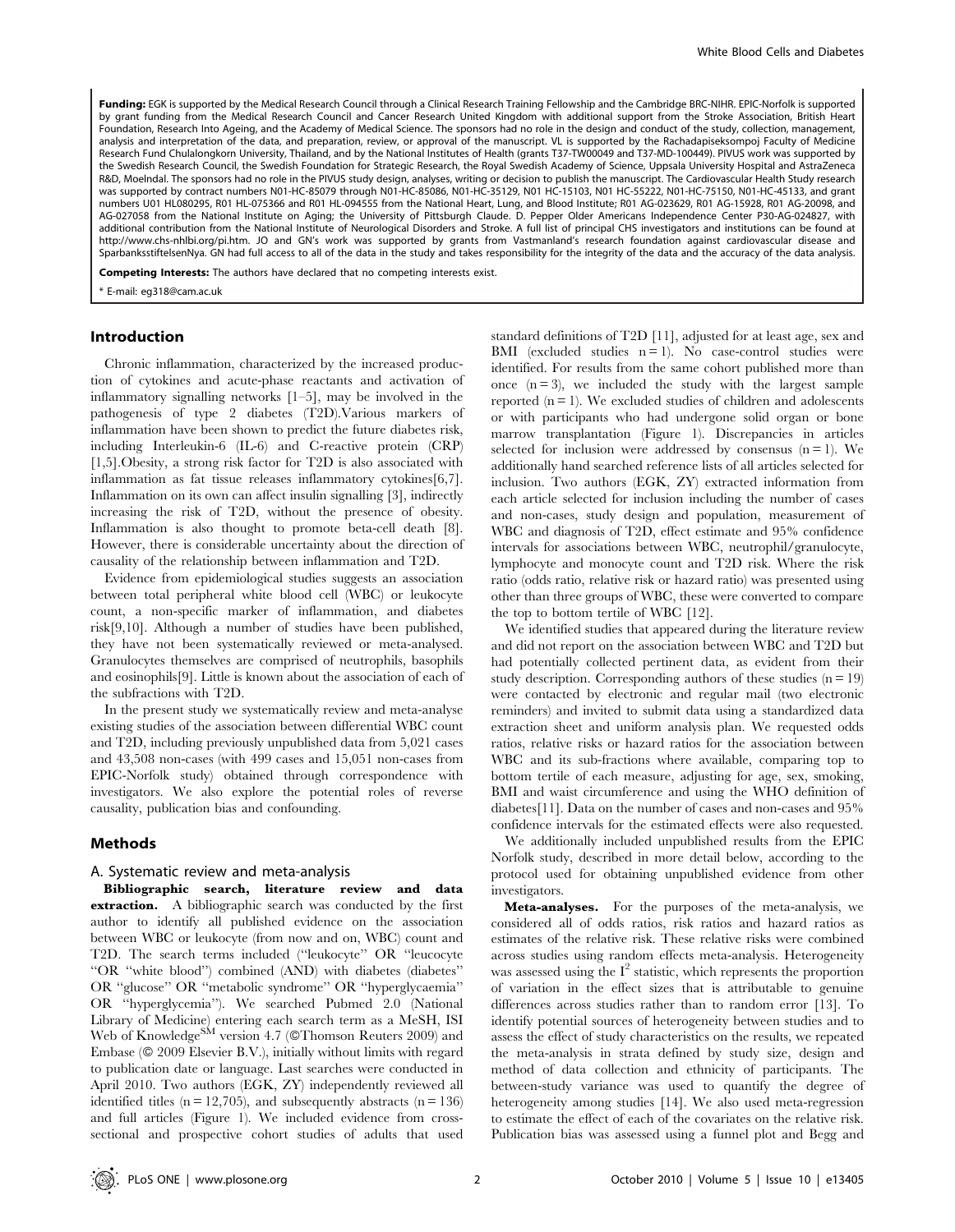**Funding:** EGK is supported by the Medical Research Council through a Clinical Research Training Fellowship and the Cambridge BRC-NIHR. EPIC-Norfolk is supported by grant funding from the Medical Research Council and Cancer Research United Kingdom with additional support from the Stroke Association, British Heart Foundation, Research Into Ageing, and the Academy of Medical Science. The sponsors had no role in the design and conduct of the study, collection, management, analysis and interpretation of the data, and preparation, review, or approval of the manuscript. VL is supported by the Rachadapiseksompoj Faculty of Medicine Research Fund Chulalongkorn University, Thailand, and by the National Institutes of Health (grants T37-TW00049 and T37-MD-100449). PIVUS work was supported by the Swedish Research Council, the Swedish Foundation for Strategic Research, the Royal Swedish Academy of Science, Uppsala University Hospital and AstraZeneca R&D, Moelndal. The sponsors had no role in the PIVUS study design, analyses, writing or decision to publish the manuscript. The Cardiovascular Health Study research was supported by contract numbers N01-HC-85079 through N01-HC-85086, N01-HC-35129, N01 HC-15103, N01 HC-55222, N01-HC-75150, N01-HC-45133, and grant numbers U01 HL080295, R01 HL-075366 and R01 HL-094555 from the National Heart, Lung, and Blood Institute; R01 AG-023629, R01 AG-15928, R01 AG-20098, and AG-027058 from the National Institute on Aging; the University of Pittsburgh Claude. D. Pepper Older Americans Independence Center P30-AG-024827, with additional contribution from the National Institute of Neurological Disorders and Stroke. A full list of principal CHS investigators and institutions can be found at http://www.chs-nhlbi.org/pi.htm. JO and GN's work was supported by grants from Vastmanland's research foundation against cardiovascular disease and SparbanksstiftelsenNya. GN had full access to all of the data in the study and takes responsibility for the integrity of the data and the accuracy of the data analysis.

**Competing Interests:** The authors have declared that no competing interests exist.

* E-mail: eg318@cam.ac.uk

## Introduction

Chronic inflammation, characterized by the increased production of cytokines and acute-phase reactants and activation of inflammatory signalling networks [1–5], may be involved in the pathogenesis of type 2 diabetes (T2D).Various markers of inflammation have been shown to predict the future diabetes risk, including Interleukin-6 (IL-6) and C-reactive protein (CRP) [1,5].Obesity, a strong risk factor for T2D is also associated with inflammation as fat tissue releases inflammatory cytokines[6,7]. Inflammation on its own can affect insulin signalling [3], indirectly increasing the risk of T2D, without the presence of obesity. Inflammation is also thought to promote beta-cell death [8]. However, there is considerable uncertainty about the direction of causality of the relationship between inflammation and T2D.

Evidence from epidemiological studies suggests an association between total peripheral white blood cell (WBC) or leukocyte count, a non-specific marker of inflammation, and diabetes risk[9,10]. Although a number of studies have been published, they have not been systematically reviewed or meta-analysed. Granulocytes themselves are comprised of neutrophils, basophils and eosinophils[9]. Little is known about the association of each of the subfractions with T2D.

In the present study we systematically review and meta-analyse existing studies of the association between differential WBC count and T2D, including previously unpublished data from 5,021 cases and 43,508 non-cases (with 499 cases and 15,051 non-cases from EPIC-Norfolk study) obtained through correspondence with investigators. We also explore the potential roles of reverse causality, publication bias and confounding.

## Methods

### A. Systematic review and meta-analysis

**Bibliographic search, literature review and data extraction.** A bibliographic search was conducted by the first author to identify all published evidence on the association between WBC or leukocyte (from now and on, WBC) count and T2D. The search terms included ("leukocyte" OR "leucocyte "OR "white blood") combined (AND) with diabetes (diabetes" OR "glucose" OR "metabolic syndrome" OR "hyperglycaemia" OR "hyperglycemia"). We searched Pubmed 2.0 (National Library of Medicine) entering each search term as a MeSH, ISI Web of Knowledge$^{SM}$ version 4.7 (©Thomson Reuters 2009) and Embase (© 2009 Elsevier B.V.), initially without limits with regard to publication date or language. Last searches were conducted in April 2010. Two authors (EGK, ZY) independently reviewed all identified titles (n = 12,705), and subsequently abstracts (n = 136) and full articles (Figure 1). We included evidence from cross-sectional and prospective cohort studies of adults that used standard definitions of T2D [11], adjusted for at least age, sex and BMI (excluded studies n = 1). No case-control studies were identified. For results from the same cohort published more than once (n = 3), we included the study with the largest sample reported (n = 1). We excluded studies of children and adolescents or with participants who had undergone solid organ or bone marrow transplantation (Figure 1). Discrepancies in articles selected for inclusion were addressed by consensus (n = 1). We additionally hand searched reference lists of all articles selected for inclusion. Two authors (EGK, ZY) extracted information from each article selected for inclusion including the number of cases and non-cases, study design and population, measurement of WBC and diagnosis of T2D, effect estimate and 95% confidence intervals for associations between WBC, neutrophil/granulocyte, lymphocyte and monocyte count and T2D risk. Where the risk ratio (odds ratio, relative risk or hazard ratio) was presented using other than three groups of WBC, these were converted to compare the top to bottom tertile of WBC [12].

We identified studies that appeared during the literature review and did not report on the association between WBC and T2D but had potentially collected pertinent data, as evident from their study description. Corresponding authors of these studies (n = 19) were contacted by electronic and regular mail (two electronic reminders) and invited to submit data using a standardized data extraction sheet and uniform analysis plan. We requested odds ratios, relative risks or hazard ratios for the association between WBC and its sub-fractions where available, comparing top to bottom tertile of each measure, adjusting for age, sex, smoking, BMI and waist circumference and using the WHO definition of diabetes[11]. Data on the number of cases and non-cases and 95% confidence intervals for the estimated effects were also requested.

We additionally included unpublished results from the EPIC Norfolk study, described in more detail below, according to the protocol used for obtaining unpublished evidence from other investigators.

**Meta-analyses.** For the purposes of the meta-analysis, we considered all of odds ratios, risk ratios and hazard ratios as estimates of the relative risk. These relative risks were combined across studies using random effects meta-analysis. Heterogeneity was assessed using the $I^2$ statistic, which represents the proportion of variation in the effect sizes that is attributable to genuine differences across studies rather than to random error [13]. To identify potential sources of heterogeneity between studies and to assess the effect of study characteristics on the results, we repeated the meta-analysis in strata defined by study size, design and method of data collection and ethnicity of participants. The between-study variance was used to quantify the degree of heterogeneity among studies [14]. We also used meta-regression to estimate the effect of each of the covariates on the relative risk. Publication bias was assessed using a funnel plot and Begg and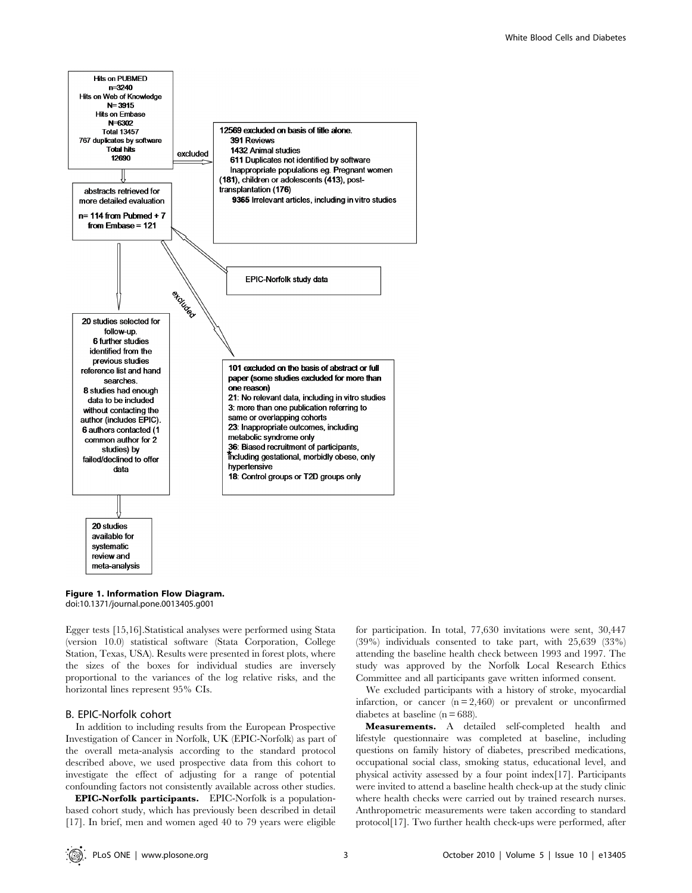Hits on PUBMED
n=3240
Hits on Web of Knowledge
N= 3915
Hits on Embase
N=6302
Total 13457
767 duplicates by software
Total hits
12690

excluded

12569 excluded on basis of title alone.
391 Reviews
1432 Animal studies
611 Duplicates not identified by software
Inappropriate populations eg. Pregnant women (181), children or adolescents (413), post-transplantation (176)
9365 Irrelevant articles, including in vitro studies

abstracts retrieved for more detailed evaluation
n= 114 from Pubmed + 7 from Embase = 121

EPIC-Norfolk study data

excluded

20 studies selected for follow-up.
6 further studies identified from the previous studies reference list and hand searches.
8 studies had enough data to be included without contacting the author (includes EPIC).
6 authors contacted (1 common author for 2 studies) by failed/declined to offer data

101 excluded on the basis of abstract or full paper (some studies excluded for more than one reason)
21: No relevant data, including in vitro studies
3: more than one publication referring to same or overlapping cohorts
23: Inappropriate outcomes, including metabolic syndrome only
36: Biased recruitment of participants, including gestational, morbidly obese, only hypertensive
18: Control groups or T2D groups only

20 studies available for systematic review and meta-analysis

**Figure 1. Information Flow Diagram.**
doi:10.1371/journal.pone.0013405.g001

Egger tests [15,16].Statistical analyses were performed using Stata (version 10.0) statistical software (Stata Corporation, College Station, Texas, USA). Results were presented in forest plots, where the sizes of the boxes for individual studies are inversely proportional to the variances of the log relative risks, and the horizontal lines represent 95% CIs.

### B. EPIC-Norfolk cohort

In addition to including results from the European Prospective Investigation of Cancer in Norfolk, UK (EPIC-Norfolk) as part of the overall meta-analysis according to the standard protocol described above, we used prospective data from this cohort to investigate the effect of adjusting for a range of potential confounding factors not consistently available across other studies.

**EPIC-Norfolk participants.** EPIC-Norfolk is a population-based cohort study, which has previously been described in detail [17]. In brief, men and women aged 40 to 79 years were eligible for participation. In total, 77,630 invitations were sent, 30,447 (39%) individuals consented to take part, with 25,639 (33%) attending the baseline health check between 1993 and 1997. The study was approved by the Norfolk Local Research Ethics Committee and all participants gave written informed consent.

We excluded participants with a history of stroke, myocardial infarction, or cancer (n = 2,460) or prevalent or unconfirmed diabetes at baseline (n = 688).

**Measurements.** A detailed self-completed health and lifestyle questionnaire was completed at baseline, including questions on family history of diabetes, prescribed medications, occupational social class, smoking status, educational level, and physical activity assessed by a four point index[17]. Participants were invited to attend a baseline health check-up at the study clinic where health checks were carried out by trained research nurses. Anthropometric measurements were taken according to standard protocol[17]. Two further health check-ups were performed, after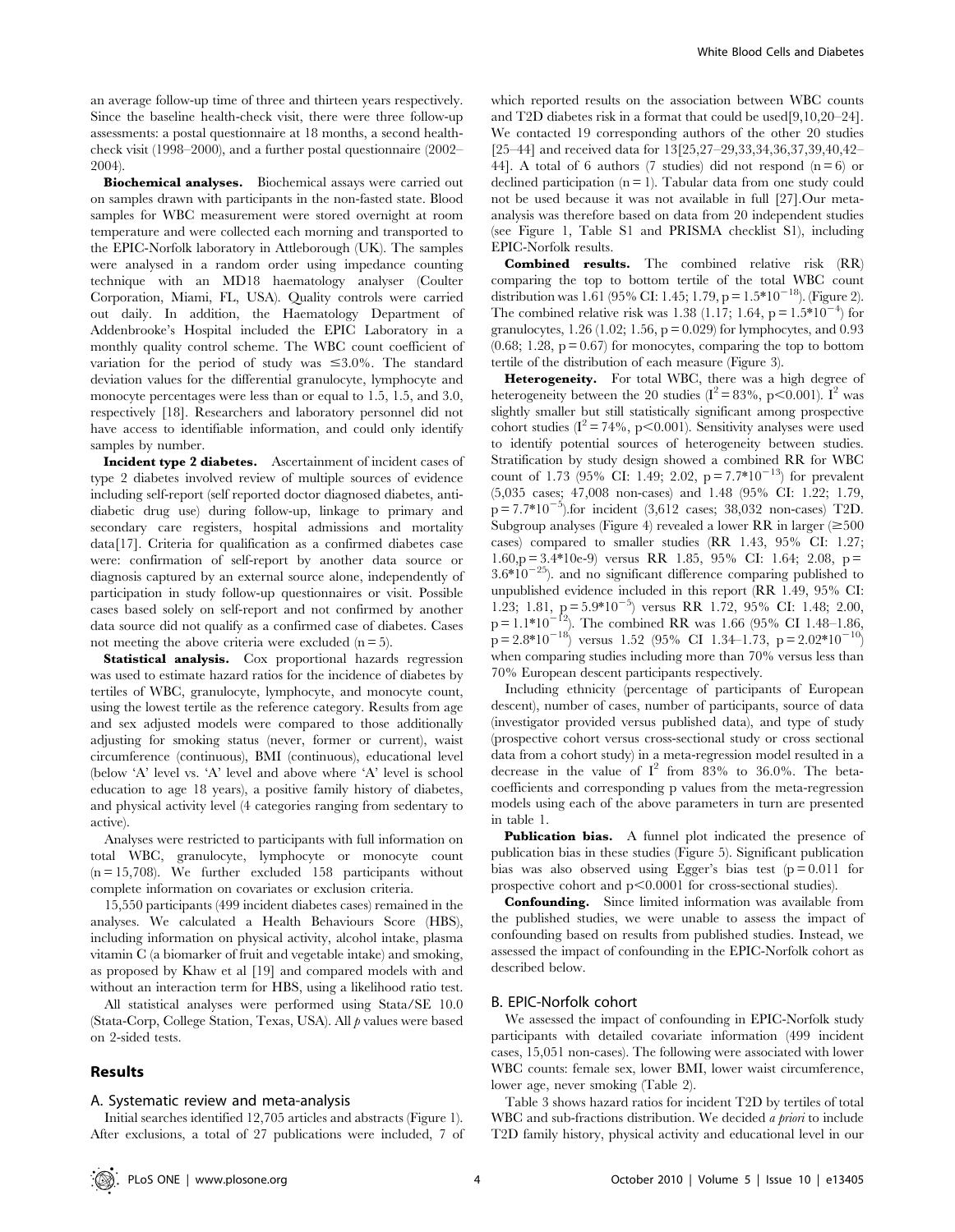an average follow-up time of three and thirteen years respectively. Since the baseline health-check visit, there were three follow-up assessments: a postal questionnaire at 18 months, a second health-check visit (1998–2000), and a further postal questionnaire (2002–2004).

**Biochemical analyses.** Biochemical assays were carried out on samples drawn with participants in the non-fasted state. Blood samples for WBC measurement were stored overnight at room temperature and were collected each morning and transported to the EPIC-Norfolk laboratory in Attleborough (UK). The samples were analysed in a random order using impedance counting technique with an MD18 haematology analyser (Coulter Corporation, Miami, FL, USA). Quality controls were carried out daily. In addition, the Haematology Department of Addenbrooke's Hospital included the EPIC Laboratory in a monthly quality control scheme. The WBC count coefficient of variation for the period of study was $\leq$3.0%. The standard deviation values for the differential granulocyte, lymphocyte and monocyte percentages were less than or equal to 1.5, 1.5, and 3.0, respectively [18]. Researchers and laboratory personnel did not have access to identifiable information, and could only identify samples by number.

**Incident type 2 diabetes.** Ascertainment of incident cases of type 2 diabetes involved review of multiple sources of evidence including self-report (self reported doctor diagnosed diabetes, anti-diabetic drug use) during follow-up, linkage to primary and secondary care registers, hospital admissions and mortality data[17]. Criteria for qualification as a confirmed diabetes case were: confirmation of self-report by another data source or diagnosis captured by an external source alone, independently of participation in study follow-up questionnaires or visit. Possible cases based solely on self-report and not confirmed by another data source did not qualify as a confirmed case of diabetes. Cases not meeting the above criteria were excluded (n = 5).

**Statistical analysis.** Cox proportional hazards regression was used to estimate hazard ratios for the incidence of diabetes by tertiles of WBC, granulocyte, lymphocyte, and monocyte count, using the lowest tertile as the reference category. Results from age and sex adjusted models were compared to those additionally adjusting for smoking status (never, former or current), waist circumference (continuous), BMI (continuous), educational level (below 'A' level vs. 'A' level and above where 'A' level is school education to age 18 years), a positive family history of diabetes, and physical activity level (4 categories ranging from sedentary to active).

Analyses were restricted to participants with full information on total WBC, granulocyte, lymphocyte or monocyte count (n = 15,708). We further excluded 158 participants without complete information on covariates or exclusion criteria.

15,550 participants (499 incident diabetes cases) remained in the analyses. We calculated a Health Behaviours Score (HBS), including information on physical activity, alcohol intake, plasma vitamin C (a biomarker of fruit and vegetable intake) and smoking, as proposed by Khaw et al [19] and compared models with and without an interaction term for HBS, using a likelihood ratio test.

All statistical analyses were performed using Stata/SE 10.0 (Stata-Corp, College Station, Texas, USA). All *p* values were based on 2-sided tests.

## Results

### A. Systematic review and meta-analysis

Initial searches identified 12,705 articles and abstracts (Figure 1). After exclusions, a total of 27 publications were included, 7 of which reported results on the association between WBC counts and T2D diabetes risk in a format that could be used[9,10,20–24]. We contacted 19 corresponding authors of the other 20 studies [25–44] and received data for 13[25,27–29,33,34,36,37,39,40,42–44]. A total of 6 authors (7 studies) did not respond (n = 6) or declined participation (n = 1). Tabular data from one study could not be used because it was not available in full [27].Our meta-analysis was therefore based on data from 20 independent studies (see Figure 1, Table S1 and PRISMA checklist S1), including EPIC-Norfolk results.

**Combined results.** The combined relative risk (RR) comparing the top to bottom tertile of the total WBC count distribution was 1.61 (95% CI: 1.45; 1.79, $p = 1.5*10^{-18}$). (Figure 2). The combined relative risk was 1.38 (1.17; 1.64, $p = 1.5*10^{-4}$) for granulocytes, 1.26 (1.02; 1.56, p = 0.029) for lymphocytes, and 0.93 (0.68; 1.28, p = 0.67) for monocytes, comparing the top to bottom tertile of the distribution of each measure (Figure 3).

**Heterogeneity.** For total WBC, there was a high degree of heterogeneity between the 20 studies ($I^2$ = 83%, p<0.001). $I^2$ was slightly smaller but still statistically significant among prospective cohort studies ($I^2$ = 74%, p<0.001). Sensitivity analyses were used to identify potential sources of heterogeneity between studies. Stratification by study design showed a combined RR for WBC count of 1.73 (95% CI: 1.49; 2.02, $p = 7.7*10^{-13}$) for prevalent (5,035 cases; 47,008 non-cases) and 1.48 (95% CI: 1.22; 1.79, $p = 7.7*10^{-5}$).for incident (3,612 cases; 38,032 non-cases) T2D. Subgroup analyses (Figure 4) revealed a lower RR in larger ($\geq$500 cases) compared to smaller studies (RR 1.43, 95% CI: 1.27; 1.60,p = 3.4*10e-9) versus RR 1.85, 95% CI: 1.64; 2.08, $p = 3.6*10^{-25}$). and no significant difference comparing published to unpublished evidence included in this report (RR 1.49, 95% CI: 1.23; 1.81, $p = 5.9*10^{-5}$) versus RR 1.72, 95% CI: 1.48; 2.00, $p = 1.1*10^{-12}$). The combined RR was 1.66 (95% CI 1.48–1.86, $p = 2.8*10^{-18}$) versus 1.52 (95% CI 1.34–1.73, $p = 2.02*10^{-10}$) when comparing studies including more than 70% versus less than 70% European descent participants respectively.

Including ethnicity (percentage of participants of European descent), number of cases, number of participants, source of data (investigator provided versus published data), and type of study (prospective cohort versus cross-sectional study or cross sectional data from a cohort study) in a meta-regression model resulted in a decrease in the value of $I^2$ from 83% to 36.0%. The beta-coefficients and corresponding p values from the meta-regression models using each of the above parameters in turn are presented in table 1.

**Publication bias.** A funnel plot indicated the presence of publication bias in these studies (Figure 5). Significant publication bias was also observed using Egger's bias test (p = 0.011 for prospective cohort and p<0.0001 for cross-sectional studies).

**Confounding.** Since limited information was available from the published studies, we were unable to assess the impact of confounding based on results from published studies. Instead, we assessed the impact of confounding in the EPIC-Norfolk cohort as described below.

### B. EPIC-Norfolk cohort

We assessed the impact of confounding in EPIC-Norfolk study participants with detailed covariate information (499 incident cases, 15,051 non-cases). The following were associated with lower WBC counts: female sex, lower BMI, lower waist circumference, lower age, never smoking (Table 2).

Table 3 shows hazard ratios for incident T2D by tertiles of total WBC and sub-fractions distribution. We decided *a priori* to include T2D family history, physical activity and educational level in our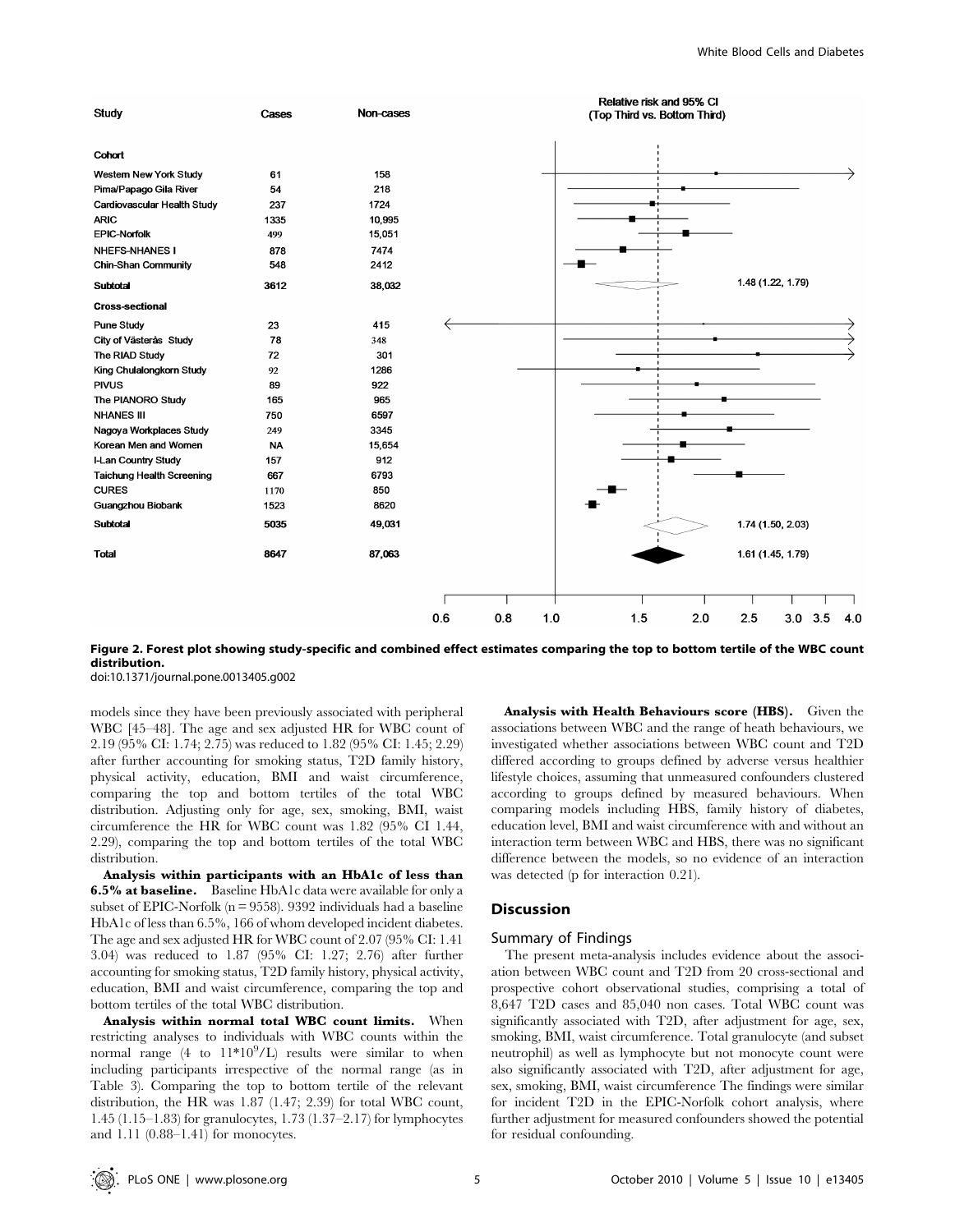| Study | Cases | Non-cases | Relative risk and 95% CI (Top Third vs. Bottom Third) |
| --- | --- | --- | --- |
| **Cohort** | | | |
| Western New York Study | 61 | 158 | |
| Pima/Papago Gila River | 54 | 218 | |
| Cardiovascular Health Study | 237 | 1724 | |
| ARIC | 1335 | 10,995 | |
| EPIC-Norfolk | 499 | 15,051 | |
| NHEFS-NHANES I | 878 | 7474 | |
| Chin-Shan Community | 548 | 2412 | |
| **Subtotal** | 3612 | 38,032 | 1.48 (1.22, 1.79) |
| **Cross-sectional** | | | |
| Pune Study | 23 | 415 | |
| City of Västerås Study | 78 | 348 | |
| The RIAD Study | 72 | 301 | |
| King Chulalongkorn Study | 92 | 1286 | |
| PIVUS | 89 | 922 | |
| The PIANORO Study | 165 | 965 | |
| NHANES III | 750 | 6597 | |
| Nagoya Workplaces Study | 249 | 3345 | |
| Korean Men and Women | NA | 15,654 | |
| I-Lan Country Study | 157 | 912 | |
| Taichung Health Screening | 667 | 6793 | |
| CURES | 1170 | 850 | |
| Guangzhou Biobank | 1523 | 8620 | |
| **Subtotal** | 5035 | 49,031 | 1.74 (1.50, 2.03) |
| **Total** | 8647 | 87,063 | 1.61 (1.45, 1.79) |

**Figure 2. Forest plot showing study-specific and combined effect estimates comparing the top to bottom tertile of the WBC count distribution.**
doi:10.1371/journal.pone.0013405.g002

models since they have been previously associated with peripheral WBC [45–48]. The age and sex adjusted HR for WBC count of 2.19 (95% CI: 1.74; 2.75) was reduced to 1.82 (95% CI: 1.45; 2.29) after further accounting for smoking status, T2D family history, physical activity, education, BMI and waist circumference, comparing the top and bottom tertiles of the total WBC distribution. Adjusting only for age, sex, smoking, BMI, waist circumference the HR for WBC count was 1.82 (95% CI 1.44, 2.29), comparing the top and bottom tertiles of the total WBC distribution.

**Analysis within participants with an HbA1c of less than 6.5% at baseline.** Baseline HbA1c data were available for only a subset of EPIC-Norfolk (n = 9558). 9392 individuals had a baseline HbA1c of less than 6.5%, 166 of whom developed incident diabetes. The age and sex adjusted HR for WBC count of 2.07 (95% CI: 1.41 3.04) was reduced to 1.87 (95% CI: 1.27; 2.76) after further accounting for smoking status, T2D family history, physical activity, education, BMI and waist circumference, comparing the top and bottom tertiles of the total WBC distribution.

**Analysis within normal total WBC count limits.** When restricting analyses to individuals with WBC counts within the normal range (4 to $11*10^9$/L) results were similar to when including participants irrespective of the normal range (as in Table 3). Comparing the top to bottom tertile of the relevant distribution, the HR was 1.87 (1.47; 2.39) for total WBC count, 1.45 (1.15–1.83) for granulocytes, 1.73 (1.37–2.17) for lymphocytes and 1.11 (0.88–1.41) for monocytes.

**Analysis with Health Behaviours score (HBS).** Given the associations between WBC and the range of heath behaviours, we investigated whether associations between WBC count and T2D differed according to groups defined by adverse versus healthier lifestyle choices, assuming that unmeasured confounders clustered according to groups defined by measured behaviours. When comparing models including HBS, family history of diabetes, education level, BMI and waist circumference with and without an interaction term between WBC and HBS, there was no significant difference between the models, so no evidence of an interaction was detected (p for interaction 0.21).

## Discussion

### Summary of Findings

The present meta-analysis includes evidence about the association between WBC count and T2D from 20 cross-sectional and prospective cohort observational studies, comprising a total of 8,647 T2D cases and 85,040 non cases. Total WBC count was significantly associated with T2D, after adjustment for age, sex, smoking, BMI, waist circumference. Total granulocyte (and subset neutrophil) as well as lymphocyte but not monocyte count were also significantly associated with T2D, after adjustment for age, sex, smoking, BMI, waist circumference The findings were similar for incident T2D in the EPIC-Norfolk cohort analysis, where further adjustment for measured confounders showed the potential for residual confounding.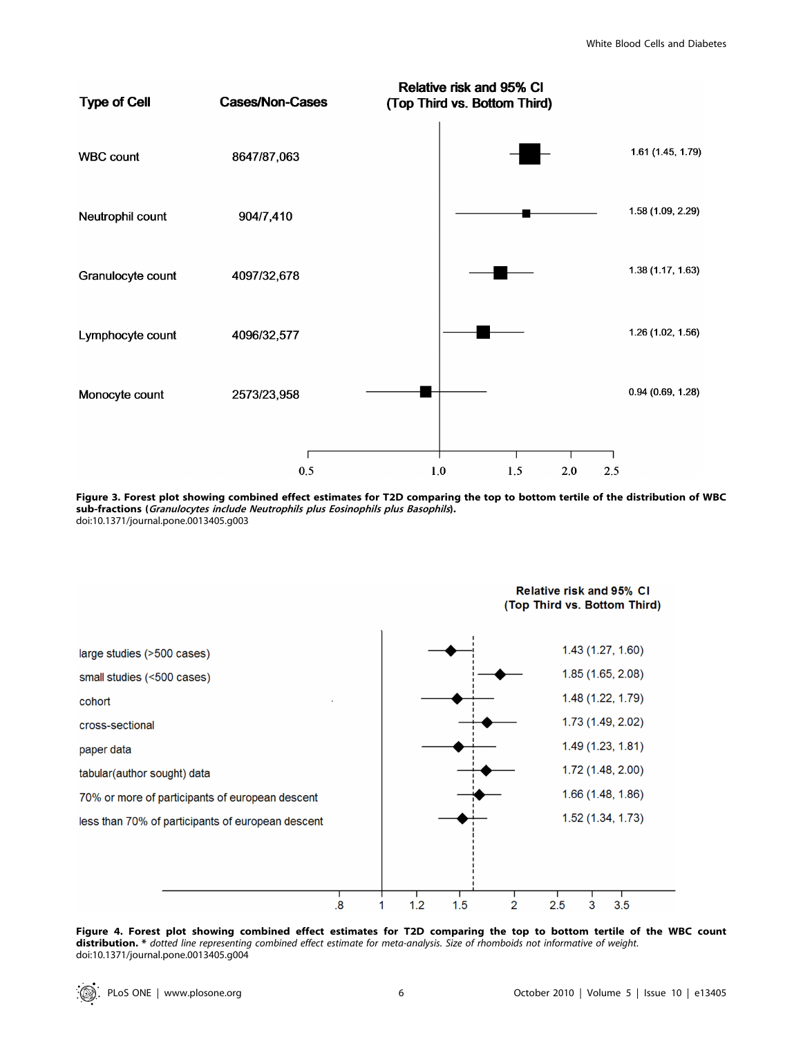| Type of Cell | Cases/Non-Cases | Relative risk and 95% CI (Top Third vs. Bottom Third) |
|---|---|---|
| WBC count | 8647/87,063 | 1.61 (1.45, 1.79) |
| Neutrophil count | 904/7,410 | 1.58 (1.09, 2.29) |
| Granulocyte count | 4097/32,678 | 1.38 (1.17, 1.63) |
| Lymphocyte count | 4096/32,577 | 1.26 (1.02, 1.56) |
| Monocyte count | 2573/23,958 | 0.94 (0.69, 1.28) |

**Figure 3. Forest plot showing combined effect estimates for T2D comparing the top to bottom tertile of the distribution of WBC sub-fractions (*Granulocytes include Neutrophils plus Eosinophils plus Basophils*).**
doi:10.1371/journal.pone.0013405.g003

| | Relative risk and 95% CI (Top Third vs. Bottom Third) |
|---|---|
| large studies (>500 cases) | 1.43 (1.27, 1.60) |
| small studies (<500 cases) | 1.85 (1.65, 2.08) |
| cohort | 1.48 (1.22, 1.79) |
| cross-sectional | 1.73 (1.49, 2.02) |
| paper data | 1.49 (1.23, 1.81) |
| tabular(author sought) data | 1.72 (1.48, 2.00) |
| 70% or more of participants of european descent | 1.66 (1.48, 1.86) |
| less than 70% of participants of european descent | 1.52 (1.34, 1.73) |

**Figure 4. Forest plot showing combined effect estimates for T2D comparing the top to bottom tertile of the WBC count distribution.** * *dotted line representing combined effect estimate for meta-analysis. Size of rhomboids not informative of weight.*
doi:10.1371/journal.pone.0013405.g004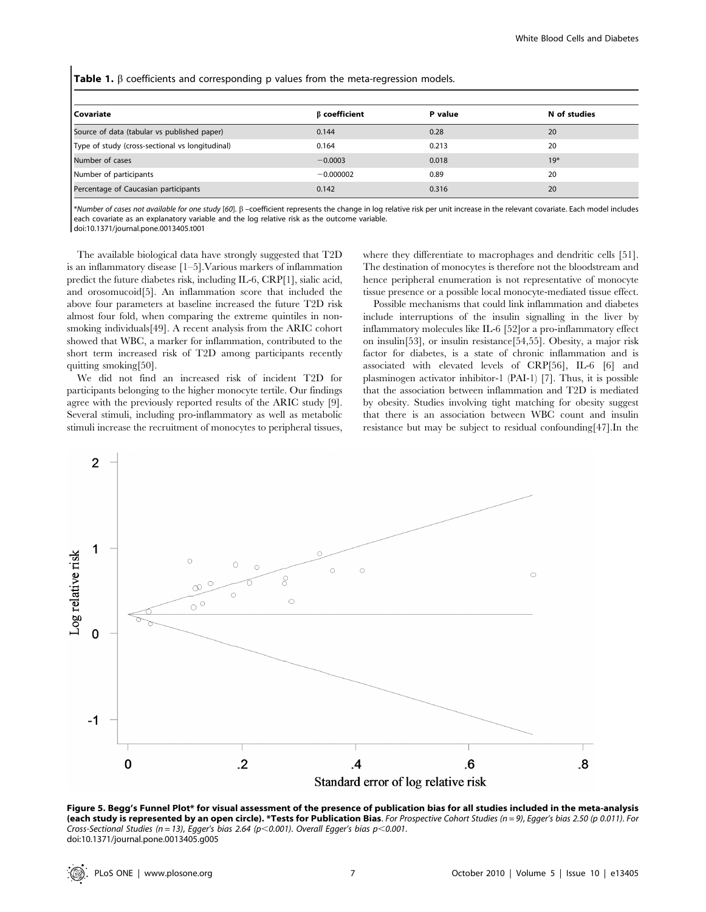**Table 1.** β coefficients and corresponding p values from the meta-regression models.

| Covariate | β coefficient | P value | N of studies |
|---|---|---|---|
| Source of data (tabular vs published paper) | 0.144 | 0.28 | 20 |
| Type of study (cross-sectional vs longitudinal) | 0.164 | 0.213 | 20 |
| Number of cases | −0.0003 | 0.018 | 19* |
| Number of participants | −0.000002 | 0.89 | 20 |
| Percentage of Caucasian participants | 0.142 | 0.316 | 20 |

**Number of cases not available for one study* [60]. β –coefficient represents the change in log relative risk per unit increase in the relevant covariate. Each model includes each covariate as an explanatory variable and the log relative risk as the outcome variable.
doi:10.1371/journal.pone.0013405.t001

The available biological data have strongly suggested that T2D is an inflammatory disease [1–5]. Various markers of inflammation predict the future diabetes risk, including IL-6, CRP[1], sialic acid, and orosomucoid[5]. An inflammation score that included the above four parameters at baseline increased the future T2D risk almost four fold, when comparing the extreme quintiles in non-smoking individuals[49]. A recent analysis from the ARIC cohort showed that WBC, a marker for inflammation, contributed to the short term increased risk of T2D among participants recently quitting smoking[50].

We did not find an increased risk of incident T2D for participants belonging to the higher monocyte tertile. Our findings agree with the previously reported results of the ARIC study [9]. Several stimuli, including pro-inflammatory as well as metabolic stimuli increase the recruitment of monocytes to peripheral tissues, where they differentiate to macrophages and dendritic cells [51]. The destination of monocytes is therefore not the bloodstream and hence peripheral enumeration is not representative of monocyte tissue presence or a possible local monocyte-mediated tissue effect.

Possible mechanisms that could link inflammation and diabetes include interruptions of the insulin signalling in the liver by inflammatory molecules like IL-6 [52]or a pro-inflammatory effect on insulin[53], or insulin resistance[54,55]. Obesity, a major risk factor for diabetes, is a state of chronic inflammation and is associated with elevated levels of CRP[56], IL-6 [6] and plasminogen activator inhibitor-1 (PAI-1) [7]. Thus, it is possible that the association between inflammation and T2D is mediated by obesity. Studies involving tight matching for obesity suggest that there is an association between WBC count and insulin resistance but may be subject to residual confounding[47].In the

**Figure 5. Begg's Funnel Plot* for visual assessment of the presence of publication bias for all studies included in the meta-analysis (each study is represented by an open circle). *Tests for Publication Bias**. *For Prospective Cohort Studies (n = 9), Egger's bias 2.50 (p 0.011). For Cross-Sectional Studies (n = 13), Egger's bias 2.64 (p<0.001). Overall Egger's bias p<0.001.*
doi:10.1371/journal.pone.0013405.g005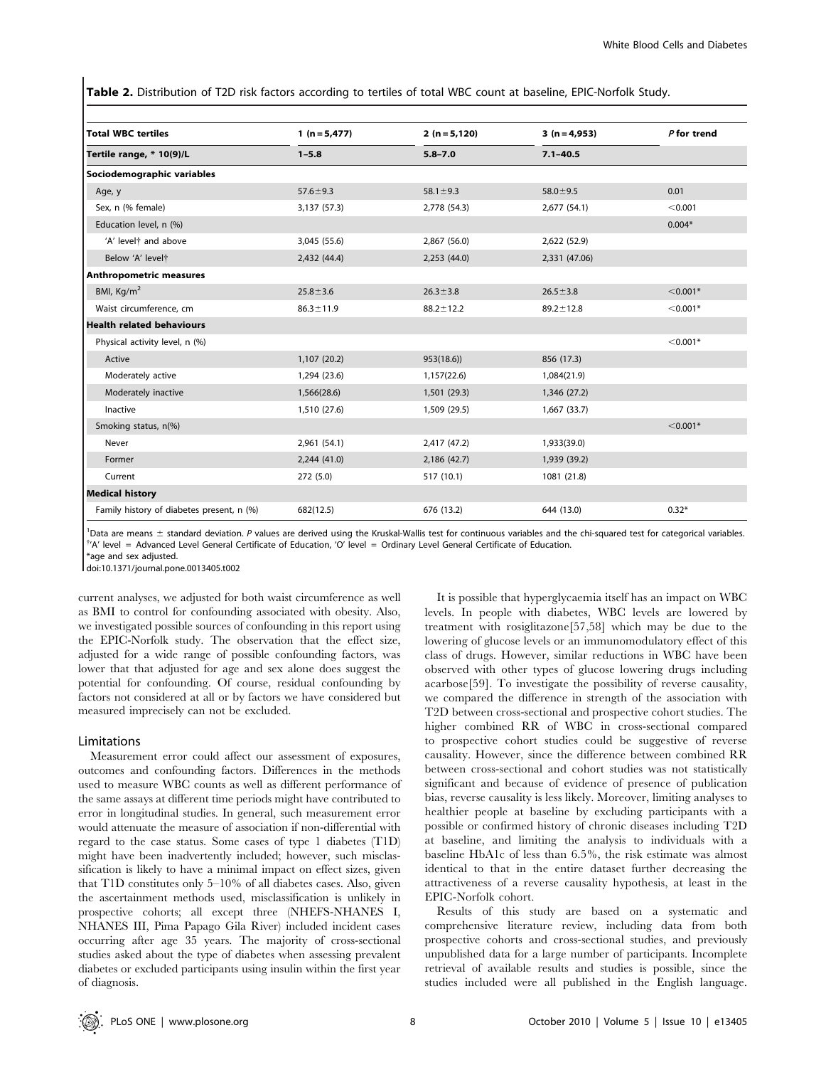**Table 2.** Distribution of T2D risk factors according to tertiles of total WBC count at baseline, EPIC-Norfolk Study.

| Total WBC tertiles | 1 (n = 5,477) | 2 (n = 5,120) | 3 (n = 4,953) | *P* for trend |
|---|---|---|---|---|
| Tertile range, * 10(9)/L | 1–5.8 | 5.8–7.0 | 7.1–40.5 | |
| **Sociodemographic variables** | | | | |
| Age, y | 57.6±9.3 | 58.1±9.3 | 58.0±9.5 | 0.01 |
| Sex, n (% female) | 3,137 (57.3) | 2,778 (54.3) | 2,677 (54.1) | <0.001 |
| Education level, n (%) | | | | 0.004* |
| 'A' level† and above | 3,045 (55.6) | 2,867 (56.0) | 2,622 (52.9) | |
| Below 'A' level† | 2,432 (44.4) | 2,253 (44.0) | 2,331 (47.06) | |
| **Anthropometric measures** | | | | |
| BMI, Kg/m$^2$ | 25.8±3.6 | 26.3±3.8 | 26.5±3.8 | <0.001* |
| Waist circumference, cm | 86.3±11.9 | 88.2±12.2 | 89.2±12.8 | <0.001* |
| **Health related behaviours** | | | | |
| Physical activity level, n (%) | | | | <0.001* |
| Active | 1,107 (20.2) | 953(18.6)) | 856 (17.3) | |
| Moderately active | 1,294 (23.6) | 1,157(22.6) | 1,084(21.9) | |
| Moderately inactive | 1,566(28.6) | 1,501 (29.3) | 1,346 (27.2) | |
| Inactive | 1,510 (27.6) | 1,509 (29.5) | 1,667 (33.7) | |
| Smoking status, n(%) | | | | <0.001* |
| Never | 2,961 (54.1) | 2,417 (47.2) | 1,933(39.0) | |
| Former | 2,244 (41.0) | 2,186 (42.7) | 1,939 (39.2) | |
| Current | 272 (5.0) | 517 (10.1) | 1081 (21.8) | |
| **Medical history** | | | | |
| Family history of diabetes present, n (%) | 682(12.5) | 676 (13.2) | 644 (13.0) | 0.32* |

[1]Data are means ± standard deviation. *P* values are derived using the Kruskal-Wallis test for continuous variables and the chi-squared test for categorical variables.
†'A' level = Advanced Level General Certificate of Education, 'O' level = Ordinary Level General Certificate of Education.
*age and sex adjusted.
doi:10.1371/journal.pone.0013405.t002

current analyses, we adjusted for both waist circumference as well as BMI to control for confounding associated with obesity. Also, we investigated possible sources of confounding in this report using the EPIC-Norfolk study. The observation that the effect size, adjusted for a wide range of possible confounding factors, was lower that that adjusted for age and sex alone does suggest the potential for confounding. Of course, residual confounding by factors not considered at all or by factors we have considered but measured imprecisely can not be excluded.

## Limitations

Measurement error could affect our assessment of exposures, outcomes and confounding factors. Differences in the methods used to measure WBC counts as well as different performance of the same assays at different time periods might have contributed to error in longitudinal studies. In general, such measurement error would attenuate the measure of association if non-differential with regard to the case status. Some cases of type 1 diabetes (T1D) might have been inadvertently included; however, such misclassification is likely to have a minimal impact on effect sizes, given that T1D constitutes only 5–10% of all diabetes cases. Also, given the ascertainment methods used, misclassification is unlikely in prospective cohorts; all except three (NHEFS-NHANES I, NHANES III, Pima Papago Gila River) included incident cases occurring after age 35 years. The majority of cross-sectional studies asked about the type of diabetes when assessing prevalent diabetes or excluded participants using insulin within the first year of diagnosis.

It is possible that hyperglycaemia itself has an impact on WBC levels. In people with diabetes, WBC levels are lowered by treatment with rosiglitazone[57,58] which may be due to the lowering of glucose levels or an immunomodulatory effect of this class of drugs. However, similar reductions in WBC have been observed with other types of glucose lowering drugs including acarbose[59]. To investigate the possibility of reverse causality, we compared the difference in strength of the association with T2D between cross-sectional and prospective cohort studies. The higher combined RR of WBC in cross-sectional compared to prospective cohort studies could be suggestive of reverse causality. However, since the difference between combined RR between cross-sectional and cohort studies was not statistically significant and because of evidence of presence of publication bias, reverse causality is less likely. Moreover, limiting analyses to healthier people at baseline by excluding participants with a possible or confirmed history of chronic diseases including T2D at baseline, and limiting the analysis to individuals with a baseline HbA1c of less than 6.5%, the risk estimate was almost identical to that in the entire dataset further decreasing the attractiveness of a reverse causality hypothesis, at least in the EPIC-Norfolk cohort.

Results of this study are based on a systematic and comprehensive literature review, including data from both prospective cohorts and cross-sectional studies, and previously unpublished data for a large number of participants. Incomplete retrieval of available results and studies is possible, since the studies included were all published in the English language.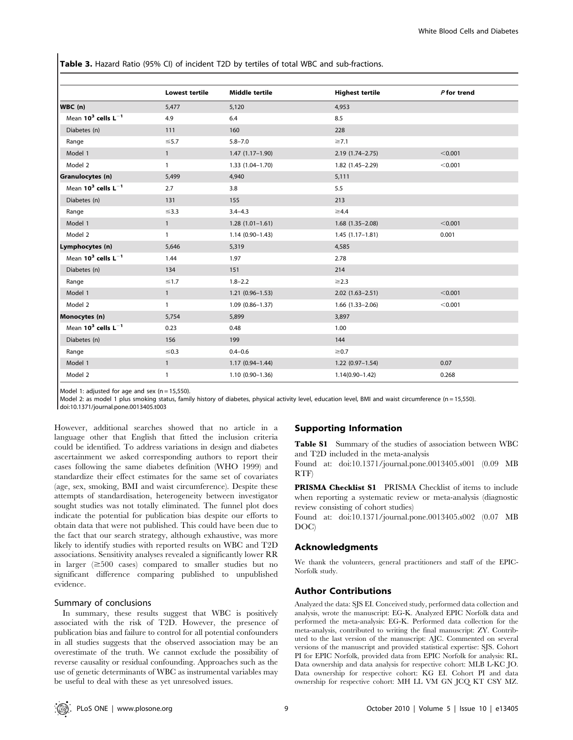**Table 3.** Hazard Ratio (95% CI) of incident T2D by tertiles of total WBC and sub-fractions.

| | Lowest tertile | Middle tertile | Highest tertile | *P* for trend |
|---|---|---|---|---|
| **WBC (n)** | 5,477 | 5,120 | 4,953 | |
| Mean $10^3$ cells $L^{-1}$ | 4.9 | 6.4 | 8.5 | |
| Diabetes (n) | 111 | 160 | 228 | |
| Range | ≤5.7 | 5.8–7.0 | ≥7.1 | |
| Model 1 | 1 | 1.47 (1.17–1.90) | 2.19 (1.74–2.75) | <0.001 |
| Model 2 | 1 | 1.33 (1.04–1.70) | 1.82 (1.45–2.29) | <0.001 |
| **Granulocytes (n)** | 5,499 | 4,940 | 5,111 | |
| Mean $10^3$ cells $L^{-1}$ | 2.7 | 3.8 | 5.5 | |
| Diabetes (n) | 131 | 155 | 213 | |
| Range | ≤3.3 | 3.4–4.3 | ≥4.4 | |
| Model 1 | 1 | 1.28 (1.01–1.61) | 1.68 (1.35–2.08) | <0.001 |
| Model 2 | 1 | 1.14 (0.90–1.43) | 1.45 (1.17–1.81) | 0.001 |
| **Lymphocytes (n)** | 5,646 | 5,319 | 4,585 | |
| Mean $10^3$ cells $L^{-1}$ | 1.44 | 1.97 | 2.78 | |
| Diabetes (n) | 134 | 151 | 214 | |
| Range | ≤1.7 | 1.8–2.2 | ≥2.3 | |
| Model 1 | 1 | 1.21 (0.96–1.53) | 2.02 (1.63–2.51) | <0.001 |
| Model 2 | 1 | 1.09 (0.86–1.37) | 1.66 (1.33–2.06) | <0.001 |
| **Monocytes (n)** | 5,754 | 5,899 | 3,897 | |
| Mean $10^3$ cells $L^{-1}$ | 0.23 | 0.48 | 1.00 | |
| Diabetes (n) | 156 | 199 | 144 | |
| Range | ≤0.3 | 0.4–0.6 | ≥0.7 | |
| Model 1 | 1 | 1.17 (0.94–1.44) | 1.22 (0.97–1.54) | 0.07 |
| Model 2 | 1 | 1.10 (0.90–1.36) | 1.14(0.90–1.42) | 0.268 |

Model 1: adjusted for age and sex (n = 15,550).
Model 2: as model 1 plus smoking status, family history of diabetes, physical activity level, education level, BMI and waist circumference (n = 15,550).
doi:10.1371/journal.pone.0013405.t003

However, additional searches showed that no article in a language other that English that fitted the inclusion criteria could be identified. To address variations in design and diabetes ascertainment we asked corresponding authors to report their cases following the same diabetes definition (WHO 1999) and standardize their effect estimates for the same set of covariates (age, sex, smoking, BMI and waist circumference). Despite these attempts of standardisation, heterogeneity between investigator sought studies was not totally eliminated. The funnel plot does indicate the potential for publication bias despite our efforts to obtain data that were not published. This could have been due to the fact that our search strategy, although exhaustive, was more likely to identify studies with reported results on WBC and T2D associations. Sensitivity analyses revealed a significantly lower RR in larger (≥500 cases) compared to smaller studies but no significant difference comparing published to unpublished evidence.

### Summary of conclusions

In summary, these results suggest that WBC is positively associated with the risk of T2D. However, the presence of publication bias and failure to control for all potential confounders in all studies suggests that the observed association may be an overestimate of the truth. We cannot exclude the possibility of reverse causality or residual confounding. Approaches such as the use of genetic determinants of WBC as instrumental variables may be useful to deal with these as yet unresolved issues.

## Supporting Information

**Table S1** Summary of the studies of association between WBC and T2D included in the meta-analysis
Found at: doi:10.1371/journal.pone.0013405.s001 (0.09 MB RTF)

**PRISMA Checklist S1** PRISMA Checklist of items to include when reporting a systematic review or meta-analysis (diagnostic review consisting of cohort studies)
Found at: doi:10.1371/journal.pone.0013405.s002 (0.07 MB DOC)

## Acknowledgments

We thank the volunteers, general practitioners and staff of the EPIC-Norfolk study.

## Author Contributions

Analyzed the data: SJS EI. Conceived study, performed data collection and analysis, wrote the manuscript: EG-K. Analyzed EPIC Norfolk data and performed the meta-analysis: EG-K. Performed data collection for the meta-analysis, contributed to writing the final manuscript: ZY. Contributed to the last version of the manuscript: AJC. Commented on several versions of the manuscript and provided statistical expertise: SJS. Cohort PI for EPIC Norfolk, provided data from EPIC Norfolk for analysis: RL. Data ownership and data analysis for respective cohort: MLB L-KC JO. Data ownership for respective cohort: KG EI. Cohort PI and data ownership for respective cohort: MH LL VM GN JCQ KT CSY MZ.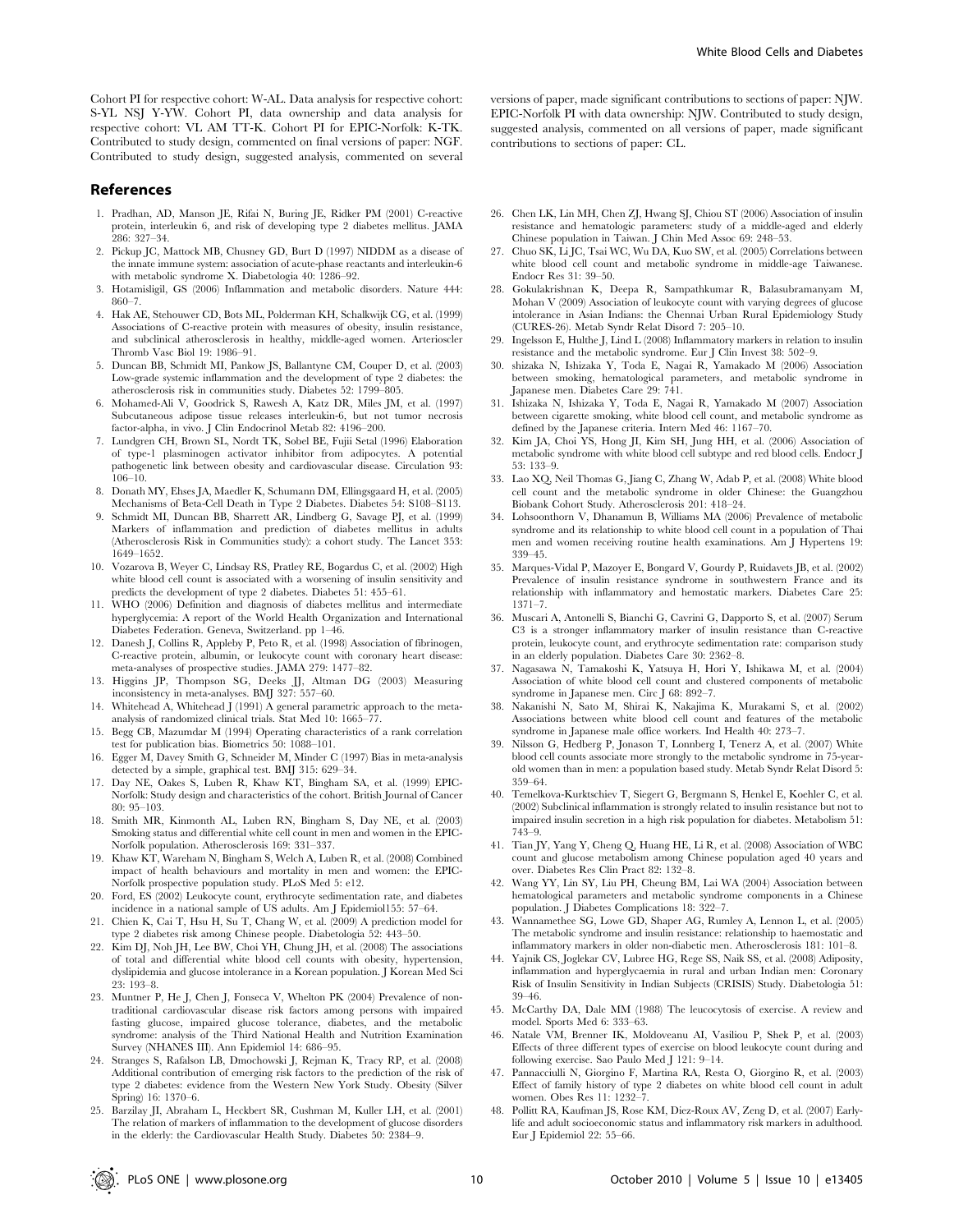Cohort PI for respective cohort: W-AL. Data analysis for respective cohort: S-YL NSJ Y-YW. Cohort PI, data ownership and data analysis for respective cohort: VL AM TT-K. Cohort PI for EPIC-Norfolk: K-TK. Contributed to study design, commented on final versions of paper: NGF. Contributed to study design, suggested analysis, commented on several versions of paper, made significant contributions to sections of paper: NJW. EPIC-Norfolk PI with data ownership: NJW. Contributed to study design, suggested analysis, commented on all versions of paper, made significant contributions to sections of paper: CL.

## References

1. Pradhan, AD, Manson JE, Rifai N, Buring JE, Ridker PM (2001) C-reactive protein, interleukin 6, and risk of developing type 2 diabetes mellitus. JAMA 286: 327–34.
2. Pickup JC, Mattock MB, Chusney GD, Burt D (1997) NIDDM as a disease of the innate immune system: association of acute-phase reactants and interleukin-6 with metabolic syndrome X. Diabetologia 40: 1286–92.
3. Hotamisligil, GS (2006) Inflammation and metabolic disorders. Nature 444: 860–7.
4. Hak AE, Stehouwer CD, Bots ML, Polderman KH, Schalkwijk CG, et al. (1999) Associations of C-reactive protein with measures of obesity, insulin resistance, and subclinical atherosclerosis in healthy, middle-aged women. Arterioscler Thromb Vasc Biol 19: 1986–91.
5. Duncan BB, Schmidt MI, Pankow JS, Ballantyne CM, Couper D, et al. (2003) Low-grade systemic inflammation and the development of type 2 diabetes: the atherosclerosis risk in communities study. Diabetes 52: 1799–805.
6. Mohamed-Ali V, Goodrick S, Rawesh A, Katz DR, Miles JM, et al. (1997) Subcutaneous adipose tissue releases interleukin-6, but not tumor necrosis factor-alpha, in vivo. J Clin Endocrinol Metab 82: 4196–200.
7. Lundgren CH, Brown SL, Nordt TK, Sobel BE, Fujii Setal (1996) Elaboration of type-1 plasminogen activator inhibitor from adipocytes. A potential pathogenetic link between obesity and cardiovascular disease. Circulation 93: 106–10.
8. Donath MY, Ehses JA, Maedler K, Schumann DM, Ellingsgaard H, et al. (2005) Mechanisms of Beta-Cell Death in Type 2 Diabetes. Diabetes 54: S108–S113.
9. Schmidt MI, Duncan BB, Sharrett AR, Lindberg G, Savage PJ, et al. (1999) Markers of inflammation and prediction of diabetes mellitus in adults (Atherosclerosis Risk in Communities study): a cohort study. The Lancet 353: 1649–1652.
10. Vozarova B, Weyer C, Lindsay RS, Pratley RE, Bogardus C, et al. (2002) High white blood cell count is associated with a worsening of insulin sensitivity and predicts the development of type 2 diabetes. Diabetes 51: 455–61.
11. WHO (2006) Definition and diagnosis of diabetes mellitus and intermediate hyperglycemia: A report of the World Health Organization and International Diabetes Federation. Geneva, Switzerland. pp 1–46.
12. Danesh J, Collins R, Appleby P, Peto R, et al. (1998) Association of fibrinogen, C-reactive protein, albumin, or leukocyte count with coronary heart disease: meta-analyses of prospective studies. JAMA 279: 1477–82.
13. Higgins JP, Thompson SG, Deeks JJ, Altman DG (2003) Measuring inconsistency in meta-analyses. BMJ 327: 557–60.
14. Whitehead A, Whitehead J (1991) A general parametric approach to the meta-analysis of randomized clinical trials. Stat Med 10: 1665–77.
15. Begg CB, Mazumdar M (1994) Operating characteristics of a rank correlation test for publication bias. Biometrics 50: 1088–101.
16. Egger M, Davey Smith G, Schneider M, Minder C (1997) Bias in meta-analysis detected by a simple, graphical test. BMJ 315: 629–34.
17. Day NE, Oakes S, Luben R, Khaw KT, Bingham SA, et al. (1999) EPIC-Norfolk: Study design and characteristics of the cohort. British Journal of Cancer 80: 95–103.
18. Smith MR, Kinmonth AL, Luben RN, Bingham S, Day NE, et al. (2003) Smoking status and differential white cell count in men and women in the EPIC-Norfolk population. Atherosclerosis 169: 331–337.
19. Khaw KT, Wareham N, Bingham S, Welch A, Luben R, et al. (2008) Combined impact of health behaviours and mortality in men and women: the EPIC-Norfolk prospective population study. PLoS Med 5: e12.
20. Ford, ES (2002) Leukocyte count, erythrocyte sedimentation rate, and diabetes incidence in a national sample of US adults. Am J Epidemiol155: 57–64.
21. Chien K, Cai T, Hsu H, Su T, Chang W, et al. (2009) A prediction model for type 2 diabetes risk among Chinese people. Diabetologia 52: 443–50.
22. Kim DJ, Noh JH, Lee BW, Choi YH, Chung JH, et al. (2008) The associations of total and differential white blood cell counts with obesity, hypertension, dyslipidemia and glucose intolerance in a Korean population. J Korean Med Sci 23: 193–8.
23. Muntner P, He J, Chen J, Fonseca V, Whelton PK (2004) Prevalence of non-traditional cardiovascular disease risk factors among persons with impaired fasting glucose, impaired glucose tolerance, diabetes, and the metabolic syndrome: analysis of the Third National Health and Nutrition Examination Survey (NHANES III). Ann Epidemiol 14: 686–95.
24. Stranges S, Rafalson LB, Dmochowski J, Rejman K, Tracy RP, et al. (2008) Additional contribution of emerging risk factors to the prediction of the risk of type 2 diabetes: evidence from the Western New York Study. Obesity (Silver Spring) 16: 1370–6.
25. Barzilay JI, Abraham L, Heckbert SR, Cushman M, Kuller LH, et al. (2001) The relation of markers of inflammation to the development of glucose disorders in the elderly: the Cardiovascular Health Study. Diabetes 50: 2384–9.
26. Chen LK, Lin MH, Chen ZJ, Hwang SJ, Chiou ST (2006) Association of insulin resistance and hematologic parameters: study of a middle-aged and elderly Chinese population in Taiwan. J Chin Med Assoc 69: 248–53.
27. Chuo SK, Li JC, Tsai WC, Wu DA, Kuo SW, et al. (2005) Correlations between white blood cell count and metabolic syndrome in middle-age Taiwanese. Endocr Res 31: 39–50.
28. Gokulakrishnan K, Deepa R, Sampathkumar R, Balasubramanyam M, Mohan V (2009) Association of leukocyte count with varying degrees of glucose intolerance in Asian Indians: the Chennai Urban Rural Epidemiology Study (CURES-26). Metab Syndr Relat Disord 7: 205–10.
29. Ingelsson E, Hulthe J, Lind L (2008) Inflammatory markers in relation to insulin resistance and the metabolic syndrome. Eur J Clin Invest 38: 502–9.
30. shizaka N, Ishizaka Y, Toda E, Nagai R, Yamakado M (2006) Association between smoking, hematological parameters, and metabolic syndrome in Japanese men. Diabetes Care 29: 741.
31. Ishizaka N, Ishizaka Y, Toda E, Nagai R, Yamakado M (2007) Association between cigarette smoking, white blood cell count, and metabolic syndrome as defined by the Japanese criteria. Intern Med 46: 1167–70.
32. Kim JA, Choi YS, Hong JI, Kim SH, Jung HH, et al. (2006) Association of metabolic syndrome with white blood cell subtype and red blood cells. Endocr J 53: 133–9.
33. Lao XQ, Neil Thomas G, Jiang C, Zhang W, Adab P, et al. (2008) White blood cell count and the metabolic syndrome in older Chinese: the Guangzhou Biobank Cohort Study. Atherosclerosis 201: 418–24.
34. Lohsoonthorn V, Dhanamun B, Williams MA (2006) Prevalence of metabolic syndrome and its relationship to white blood cell count in a population of Thai men and women receiving routine health examinations. Am J Hypertens 19: 339–45.
35. Marques-Vidal P, Mazoyer E, Bongard V, Gourdy P, Ruidavets JB, et al. (2002) Prevalence of insulin resistance syndrome in southwestern France and its relationship with inflammatory and hemostatic markers. Diabetes Care 25: 1371–7.
36. Muscari A, Antonelli S, Bianchi G, Cavrini G, Dapporto S, et al. (2007) Serum C3 is a stronger inflammatory marker of insulin resistance than C-reactive protein, leukocyte count, and erythrocyte sedimentation rate: comparison study in an elderly population. Diabetes Care 30: 2362–8.
37. Nagasawa N, Tamakoshi K, Yatsuya H, Hori Y, Ishikawa M, et al. (2004) Association of white blood cell count and clustered components of metabolic syndrome in Japanese men. Circ J 68: 892–7.
38. Nakanishi N, Sato M, Shirai K, Nakajima K, Murakami S, et al. (2002) Associations between white blood cell count and features of the metabolic syndrome in Japanese male office workers. Ind Health 40: 273–7.
39. Nilsson G, Hedberg P, Jonason T, Lonnberg I, Tenerz A, et al. (2007) White blood cell counts associate more strongly to the metabolic syndrome in 75-year-old women than in men: a population based study. Metab Syndr Relat Disord 5: 359–64.
40. Temelkova-Kurktschiev T, Siegert G, Bergmann S, Henkel E, Koehler C, et al. (2002) Subclinical inflammation is strongly related to insulin resistance but not to impaired insulin secretion in a high risk population for diabetes. Metabolism 51: 743–9.
41. Tian JY, Yang Y, Cheng Q, Huang HE, Li R, et al. (2008) Association of WBC count and glucose metabolism among Chinese population aged 40 years and over. Diabetes Res Clin Pract 82: 132–8.
42. Wang YY, Lin SY, Liu PH, Cheung BM, Lai WA (2004) Association between hematological parameters and metabolic syndrome components in a Chinese population. J Diabetes Complications 18: 322–7.
43. Wannamethee SG, Lowe GD, Shaper AG, Rumley A, Lennon L, et al. (2005) The metabolic syndrome and insulin resistance: relationship to haemostatic and inflammatory markers in older non-diabetic men. Atherosclerosis 181: 101–8.
44. Yajnik CS, Joglekar CV, Lubree HG, Rege SS, Naik SS, et al. (2008) Adiposity, inflammation and hyperglycaemia in rural and urban Indian men: Coronary Risk of Insulin Sensitivity in Indian Subjects (CRISIS) Study. Diabetologia 51: 39–46.
45. McCarthy DA, Dale MM (1988) The leucocytosis of exercise. A review and model. Sports Med 6: 333–63.
46. Natale VM, Brenner IK, Moldoveanu AI, Vasiliou P, Shek P, et al. (2003) Effects of three different types of exercise on blood leukocyte count during and following exercise. Sao Paulo Med J 121: 9–14.
47. Pannacciulli N, Giorgino F, Martina RA, Resta O, Giorgino R, et al. (2003) Effect of family history of type 2 diabetes on white blood cell count in adult women. Obes Res 11: 1232–7.
48. Pollitt RA, Kaufman JS, Rose KM, Diez-Roux AV, Zeng D, et al. (2007) Early-life and adult socioeconomic status and inflammatory risk markers in adulthood. Eur J Epidemiol 22: 55–66.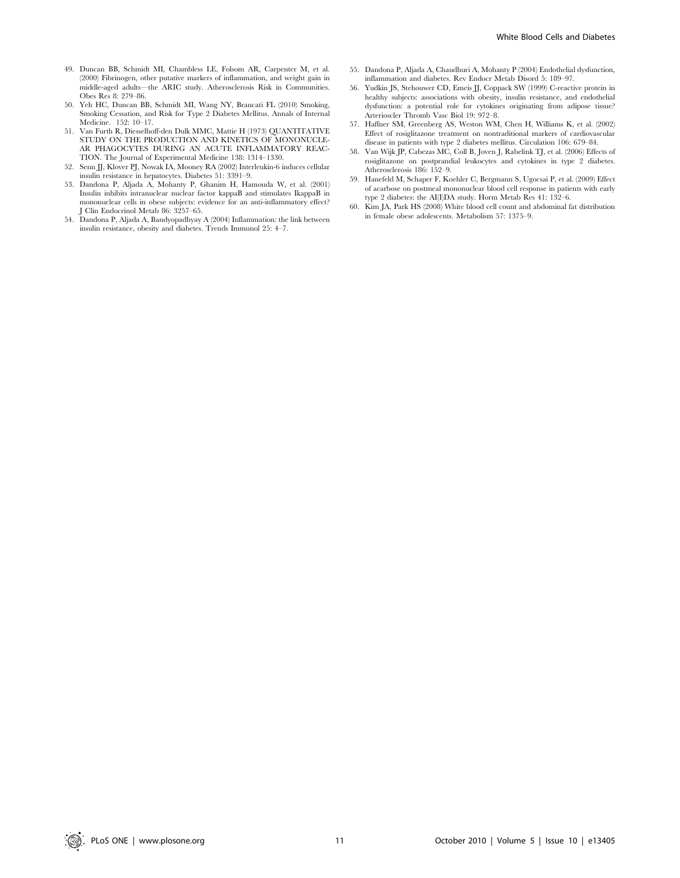49. Duncan BB, Schmidt MI, Chambless LE, Folsom AR, Carpenter M, et al. (2000) Fibrinogen, other putative markers of inflammation, and weight gain in middle-aged adults—the ARIC study. Atherosclerosis Risk in Communities. Obes Res 8: 279–86.
50. Yeh HC, Duncan BB, Schmidt MI, Wang NY, Brancati FL (2010) Smoking, Smoking Cessation, and Risk for Type 2 Diabetes Mellitus. Annals of Internal Medicine. 152: 10–17.
51. Van Furth R, Diesselhoff-den Dulk MMC, Mattie H (1973) QUANTITATIVE STUDY ON THE PRODUCTION AND KINETICS OF MONONUCLEAR PHAGOCYTES DURING AN ACUTE INFLAMMATORY REACTION. The Journal of Experimental Medicine 138: 1314–1330.
52. Senn JJ, Klover PJ, Nowak IA, Mooney RA (2002) Interleukin-6 induces cellular insulin resistance in hepatocytes. Diabetes 51: 3391–9.
53. Dandona P, Aljada A, Mohanty P, Ghanim H, Hamouda W, et al. (2001) Insulin inhibits intranuclear nuclear factor kappaB and stimulates IkappaB in mononuclear cells in obese subjects: evidence for an anti-inflammatory effect? J Clin Endocrinol Metab 86: 3257–65.
54. Dandona P, Aljada A, Bandyopadhyay A (2004) Inflammation: the link between insulin resistance, obesity and diabetes. Trends Immunol 25: 4–7.
55. Dandona P, Aljada A, Chaudhuri A, Mohanty P (2004) Endothelial dysfunction, inflammation and diabetes. Rev Endocr Metab Disord 5: 189–97.
56. Yudkin JS, Stehouwer CD, Emeis JJ, Coppack SW (1999) C-reactive protein in healthy subjects: associations with obesity, insulin resistance, and endothelial dysfunction: a potential role for cytokines originating from adipose tissue? Arterioscler Thromb Vasc Biol 19: 972–8.
57. Haffner SM, Greenberg AS, Weston WM, Chen H, Williams K, et al. (2002) Effect of rosiglitazone treatment on nontraditional markers of cardiovascular disease in patients with type 2 diabetes mellitus. Circulation 106: 679–84.
58. Van Wijk JP, Cabezas MC, Coll B, Joven J, Rabelink TJ, et al. (2006) Effects of rosiglitazone on postprandial leukocytes and cytokines in type 2 diabetes. Atherosclerosis 186: 152–9.
59. Hanefeld M, Schaper F, Koehler C, Bergmann S, Ugocsai P, et al. (2009) Effect of acarbose on postmeal mononuclear blood cell response in patients with early type 2 diabetes: the AI(I)DA study. Horm Metab Res 41: 132–6.
60. Kim JA, Park HS (2008) White blood cell count and abdominal fat distribution in female obese adolescents. Metabolism 57: 1375–9.